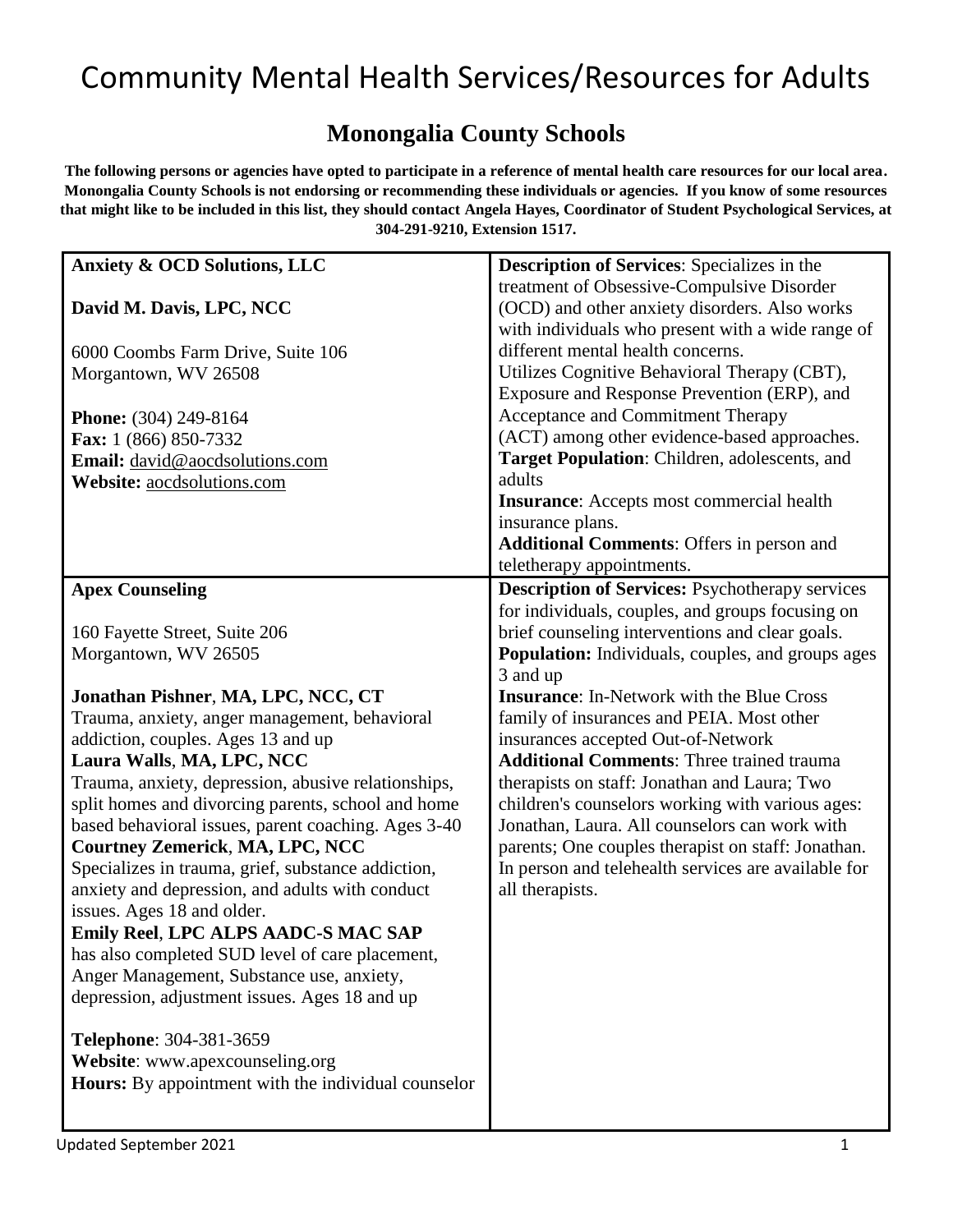# Community Mental Health Services/Resources for Adults

## Monongalia County Schools

**The following persons or agencies have opted to participate in a reference of mental health care resources for our local area. Monongalia County Schools is not endorsing or recommending these individuals or agencies. If you know of some resources that might like to be included in this list, they should contact Angela Hayes, Coordinator of Student Psychological Services, at 304-291-9210, Extension 1517.**

| | |
|---|---|
| **Anxiety & OCD Solutions, LLC**<br><br>**David M. Davis, LPC, NCC**<br><br>6000 Coombs Farm Drive, Suite 106<br>Morgantown, WV 26508<br><br>**Phone:** (304) 249-8164<br>**Fax:** 1 (866) 850-7332<br>**Email:** david@aocdsolutions.com<br>**Website:** aocdsolutions.com | **Description of Services**: Specializes in the treatment of Obsessive-Compulsive Disorder (OCD) and other anxiety disorders. Also works with individuals who present with a wide range of different mental health concerns.<br>Utilizes Cognitive Behavioral Therapy (CBT), Exposure and Response Prevention (ERP), and Acceptance and Commitment Therapy (ACT) among other evidence-based approaches.<br>**Target Population**: Children, adolescents, and adults<br>**Insurance**: Accepts most commercial health insurance plans.<br>**Additional Comments**: Offers in person and teletherapy appointments. |
| **Apex Counseling**<br><br>160 Fayette Street, Suite 206<br>Morgantown, WV 26505<br><br>**Jonathan Pishner**, **MA, LPC, NCC, CT**<br>Trauma, anxiety, anger management, behavioral addiction, couples. Ages 13 and up<br>**Laura Walls**, **MA, LPC, NCC**<br>Trauma, anxiety, depression, abusive relationships, split homes and divorcing parents, school and home based behavioral issues, parent coaching. Ages 3-40<br>**Courtney Zemerick**, **MA, LPC, NCC**<br>Specializes in trauma, grief, substance addiction, anxiety and depression, and adults with conduct issues. Ages 18 and older.<br>**Emily Reel**, **LPC ALPS AADC-S MAC SAP**<br>has also completed SUD level of care placement, Anger Management, Substance use, anxiety, depression, adjustment issues. Ages 18 and up<br><br>**Telephone**: 304-381-3659<br>**Website**: www.apexcounseling.org<br>**Hours:** By appointment with the individual counselor | **Description of Services:** Psychotherapy services for individuals, couples, and groups focusing on brief counseling interventions and clear goals.<br>**Population:** Individuals, couples, and groups ages 3 and up<br>**Insurance**: In-Network with the Blue Cross family of insurances and PEIA. Most other insurances accepted Out-of-Network<br>**Additional Comments**: Three trained trauma therapists on staff: Jonathan and Laura; Two children's counselors working with various ages: Jonathan, Laura. All counselors can work with parents; One couples therapist on staff: Jonathan. In person and telehealth services are available for all therapists. |

Updated September 2021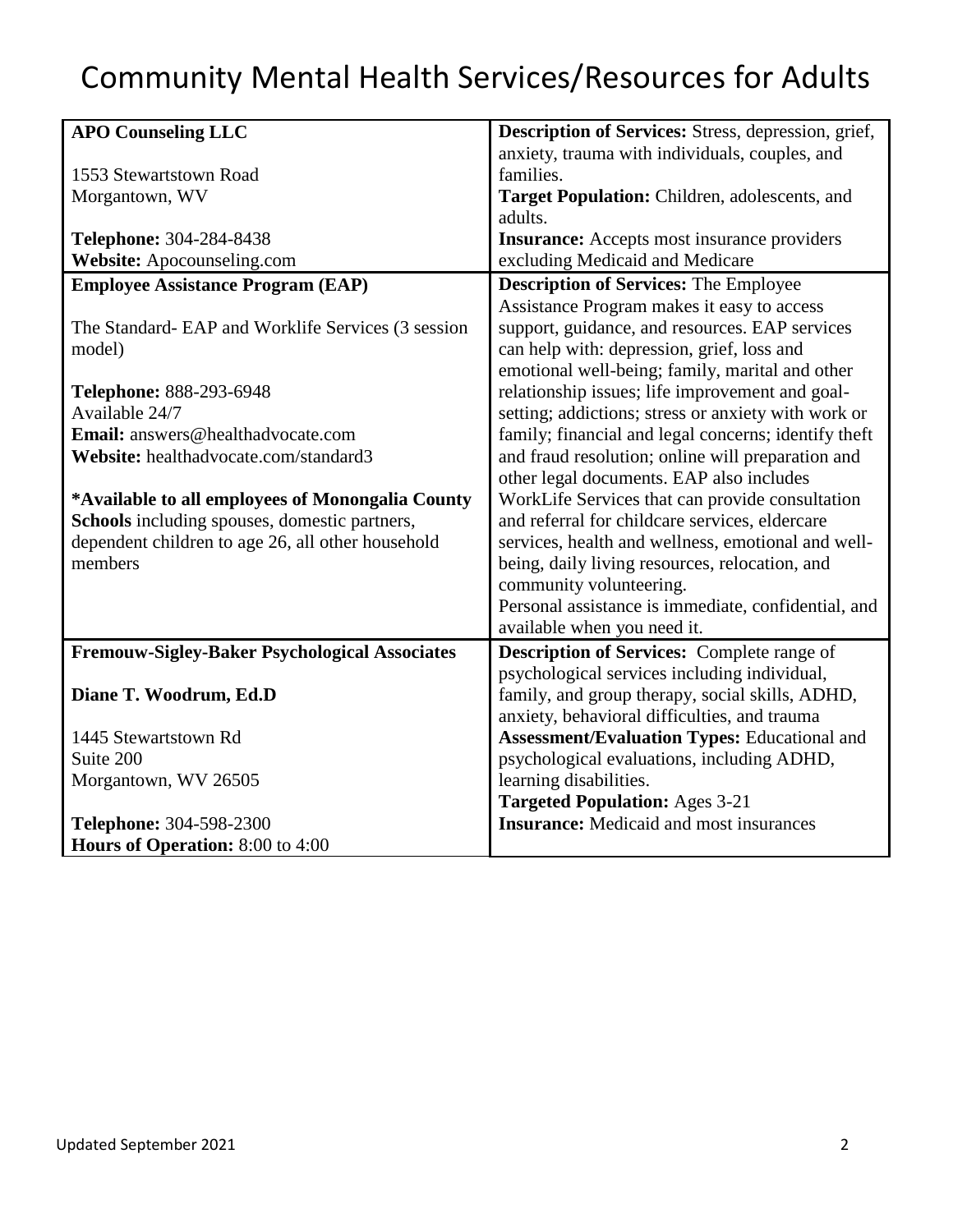# Community Mental Health Services/Resources for Adults

| | |
|---|---|
| **APO Counseling LLC**<br><br>1553 Stewartstown Road<br>Morgantown, WV<br><br>**Telephone:** 304-284-8438<br>**Website:** Apocounseling.com | **Description of Services:** Stress, depression, grief, anxiety, trauma with individuals, couples, and families.<br>**Target Population:** Children, adolescents, and adults.<br>**Insurance:** Accepts most insurance providers excluding Medicaid and Medicare |
| **Employee Assistance Program (EAP)**<br><br>The Standard- EAP and Worklife Services (3 session model)<br><br>**Telephone:** 888-293-6948<br>Available 24/7<br>**Email:** answers@healthadvocate.com<br>**Website:** healthadvocate.com/standard3<br><br>**\*Available to all employees of Monongalia County Schools** including spouses, domestic partners, dependent children to age 26, all other household members | **Description of Services:** The Employee Assistance Program makes it easy to access support, guidance, and resources. EAP services can help with: depression, grief, loss and emotional well-being; family, marital and other relationship issues; life improvement and goal-setting; addictions; stress or anxiety with work or family; financial and legal concerns; identify theft and fraud resolution; online will preparation and other legal documents. EAP also includes WorkLife Services that can provide consultation and referral for childcare services, eldercare services, health and wellness, emotional and well-being, daily living resources, relocation, and community volunteering.<br>Personal assistance is immediate, confidential, and available when you need it. |
| **Fremouw-Sigley-Baker Psychological Associates**<br><br>**Diane T. Woodrum, Ed.D**<br><br>1445 Stewartstown Rd<br>Suite 200<br>Morgantown, WV 26505<br><br>**Telephone:** 304-598-2300<br>**Hours of Operation:** 8:00 to 4:00 | **Description of Services:** Complete range of psychological services including individual, family, and group therapy, social skills, ADHD, anxiety, behavioral difficulties, and trauma<br>**Assessment/Evaluation Types:** Educational and psychological evaluations, including ADHD, learning disabilities.<br>**Targeted Population:** Ages 3-21<br>**Insurance:** Medicaid and most insurances |

Updated September 2021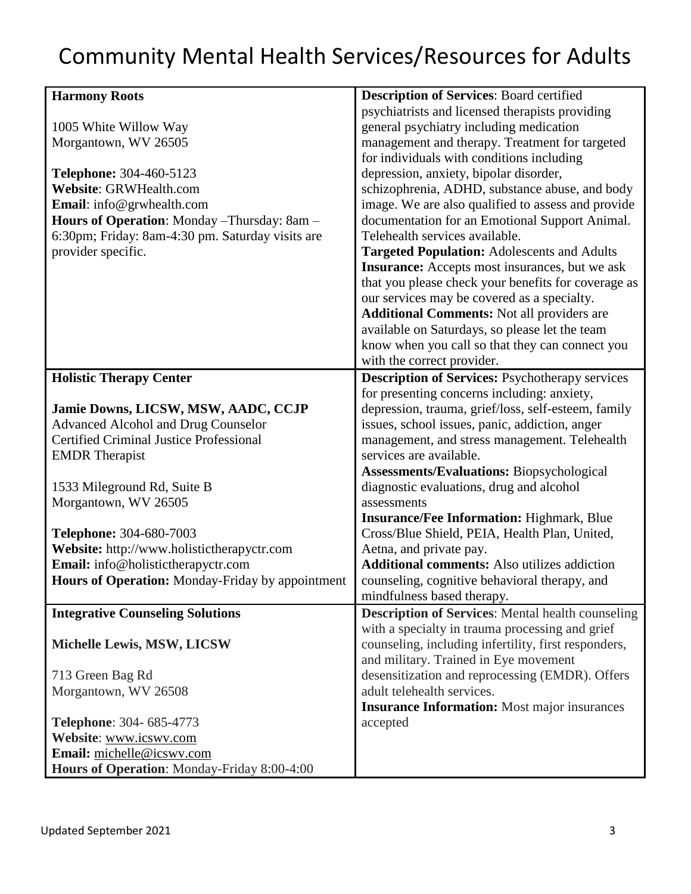# Community Mental Health Services/Resources for Adults

| | |
|---|---|
| **Harmony Roots**<br><br>1005 White Willow Way<br>Morgantown, WV 26505<br><br>**Telephone:** 304-460-5123<br>**Website**: GRWHealth.com<br>**Email**: info@grwhealth.com<br>**Hours of Operation**: Monday –Thursday: 8am – 6:30pm; Friday: 8am-4:30 pm. Saturday visits are provider specific. | **Description of Services**: Board certified psychiatrists and licensed therapists providing general psychiatry including medication management and therapy. Treatment for targeted for individuals with conditions including depression, anxiety, bipolar disorder, schizophrenia, ADHD, substance abuse, and body image. We are also qualified to assess and provide documentation for an Emotional Support Animal. Telehealth services available.<br>**Targeted Population:** Adolescents and Adults<br>**Insurance:** Accepts most insurances, but we ask that you please check your benefits for coverage as our services may be covered as a specialty.<br>**Additional Comments:** Not all providers are available on Saturdays, so please let the team know when you call so that they can connect you with the correct provider. |
| **Holistic Therapy Center**<br><br>**Jamie Downs, LICSW, MSW, AADC, CCJP**<br>Advanced Alcohol and Drug Counselor<br>Certified Criminal Justice Professional<br>EMDR Therapist<br><br>1533 Mileground Rd, Suite B<br>Morgantown, WV 26505<br><br>**Telephone:** 304-680-7003<br>**Website:** http://www.holistictherapyctr.com<br>**Email:** info@holistictherapyctr.com<br>**Hours of Operation:** Monday-Friday by appointment | **Description of Services:** Psychotherapy services for presenting concerns including: anxiety, depression, trauma, grief/loss, self-esteem, family issues, school issues, panic, addiction, anger management, and stress management. Telehealth services are available.<br>**Assessments/Evaluations:** Biopsychological diagnostic evaluations, drug and alcohol assessments<br>**Insurance/Fee Information:** Highmark, Blue Cross/Blue Shield, PEIA, Health Plan, United, Aetna, and private pay.<br>**Additional comments:** Also utilizes addiction counseling, cognitive behavioral therapy, and mindfulness based therapy. |
| **Integrative Counseling Solutions**<br><br>**Michelle Lewis, MSW, LICSW**<br><br>713 Green Bag Rd<br>Morgantown, WV 26508<br><br>**Telephone**: 304- 685-4773<br>**Website**: www.icswv.com<br>**Email:** michelle@icswv.com<br>**Hours of Operation**: Monday-Friday 8:00-4:00 | **Description of Services**: Mental health counseling with a specialty in trauma processing and grief counseling, including infertility, first responders, and military. Trained in Eye movement desensitization and reprocessing (EMDR). Offers adult telehealth services.<br>**Insurance Information:** Most major insurances accepted |

Updated September 2021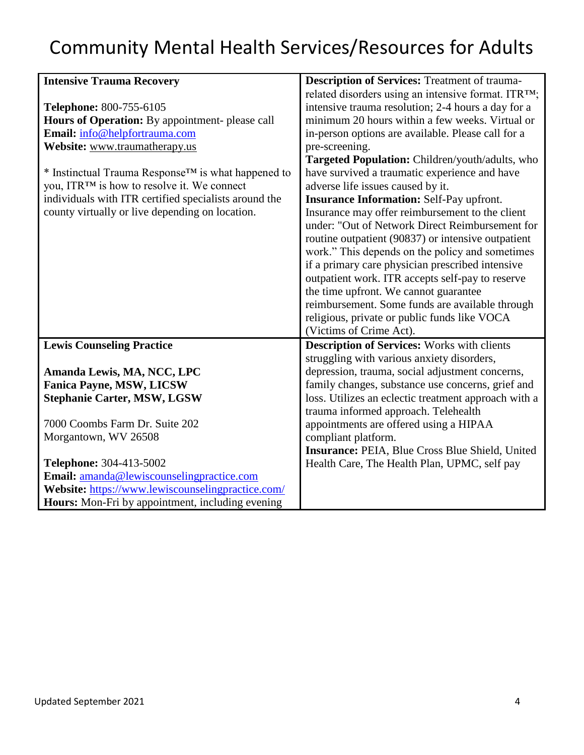# Community Mental Health Services/Resources for Adults

| | |
|---|---|
| **Intensive Trauma Recovery**<br><br>**Telephone:** 800-755-6105<br>**Hours of Operation:** By appointment- please call<br>**Email:** info@helpfortrauma.com<br>**Website:** www.traumatherapy.us<br><br>* Instinctual Trauma Response™ is what happened to you, ITR™ is how to resolve it. We connect individuals with ITR certified specialists around the county virtually or live depending on location. | **Description of Services:** Treatment of trauma-related disorders using an intensive format. ITR™; intensive trauma resolution; 2-4 hours a day for a minimum 20 hours within a few weeks. Virtual or in-person options are available. Please call for a pre-screening.<br>**Targeted Population:** Children/youth/adults, who have survived a traumatic experience and have adverse life issues caused by it.<br>**Insurance Information:** Self-Pay upfront. Insurance may offer reimbursement to the client under: "Out of Network Direct Reimbursement for routine outpatient (90837) or intensive outpatient work." This depends on the policy and sometimes if a primary care physician prescribed intensive outpatient work. ITR accepts self-pay to reserve the time upfront. We cannot guarantee reimbursement. Some funds are available through religious, private or public funds like VOCA (Victims of Crime Act). |
| **Lewis Counseling Practice**<br><br>**Amanda Lewis, MA, NCC, LPC**<br>**Fanica Payne, MSW, LICSW**<br>**Stephanie Carter, MSW, LGSW**<br><br>7000 Coombs Farm Dr. Suite 202<br>Morgantown, WV 26508<br><br>**Telephone:** 304-413-5002<br>**Email:** amanda@lewiscounselingpractice.com<br>**Website:** https://www.lewiscounselingpractice.com/<br>**Hours:** Mon-Fri by appointment, including evening | **Description of Services:** Works with clients struggling with various anxiety disorders, depression, trauma, social adjustment concerns, family changes, substance use concerns, grief and loss. Utilizes an eclectic treatment approach with a trauma informed approach. Telehealth appointments are offered using a HIPAA compliant platform.<br>**Insurance:** PEIA, Blue Cross Blue Shield, United Health Care, The Health Plan, UPMC, self pay |

Updated September 2021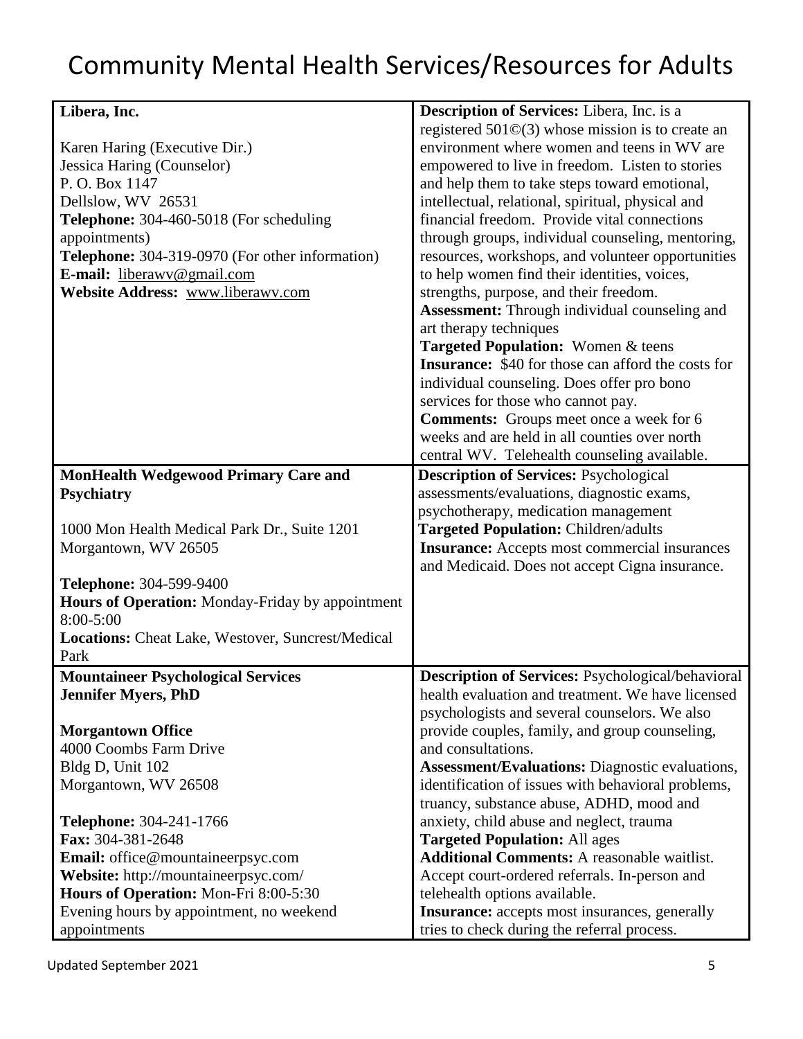# Community Mental Health Services/Resources for Adults

| | |
|---|---|
| **Libera, Inc.**<br><br>Karen Haring (Executive Dir.)<br>Jessica Haring (Counselor)<br>P. O. Box 1147<br>Dellslow, WV 26531<br>**Telephone:** 304-460-5018 (For scheduling appointments)<br>**Telephone:** 304-319-0970 (For other information)<br>**E-mail:** liberawv@gmail.com<br>**Website Address:** www.liberawv.com | **Description of Services:** Libera, Inc. is a registered 501©(3) whose mission is to create an environment where women and teens in WV are empowered to live in freedom. Listen to stories and help them to take steps toward emotional, intellectual, relational, spiritual, physical and financial freedom. Provide vital connections through groups, individual counseling, mentoring, resources, workshops, and volunteer opportunities to help women find their identities, voices, strengths, purpose, and their freedom.<br>**Assessment:** Through individual counseling and art therapy techniques<br>**Targeted Population:** Women & teens<br>**Insurance:** $40 for those can afford the costs for individual counseling. Does offer pro bono services for those who cannot pay.<br>**Comments:** Groups meet once a week for 6 weeks and are held in all counties over north central WV. Telehealth counseling available. |
| **MonHealth Wedgewood Primary Care and Psychiatry**<br><br>1000 Mon Health Medical Park Dr., Suite 1201<br>Morgantown, WV 26505<br><br>**Telephone:** 304-599-9400<br>**Hours of Operation:** Monday-Friday by appointment 8:00-5:00<br>**Locations:** Cheat Lake, Westover, Suncrest/Medical Park | **Description of Services:** Psychological assessments/evaluations, diagnostic exams, psychotherapy, medication management<br>**Targeted Population:** Children/adults<br>**Insurance:** Accepts most commercial insurances and Medicaid. Does not accept Cigna insurance. |
| **Mountaineer Psychological Services**<br>**Jennifer Myers, PhD**<br><br>**Morgantown Office**<br>4000 Coombs Farm Drive<br>Bldg D, Unit 102<br>Morgantown, WV 26508<br><br>**Telephone:** 304-241-1766<br>**Fax:** 304-381-2648<br>**Email:** office@mountaineerpsyc.com<br>**Website:** http://mountaineerpsyc.com/<br>**Hours of Operation:** Mon-Fri 8:00-5:30<br>Evening hours by appointment, no weekend appointments | **Description of Services:** Psychological/behavioral health evaluation and treatment. We have licensed psychologists and several counselors. We also provide couples, family, and group counseling, and consultations.<br>**Assessment/Evaluations:** Diagnostic evaluations, identification of issues with behavioral problems, truancy, substance abuse, ADHD, mood and anxiety, child abuse and neglect, trauma<br>**Targeted Population:** All ages<br>**Additional Comments:** A reasonable waitlist. Accept court-ordered referrals. In-person and telehealth options available.<br>**Insurance:** accepts most insurances, generally tries to check during the referral process. |

Updated September 2021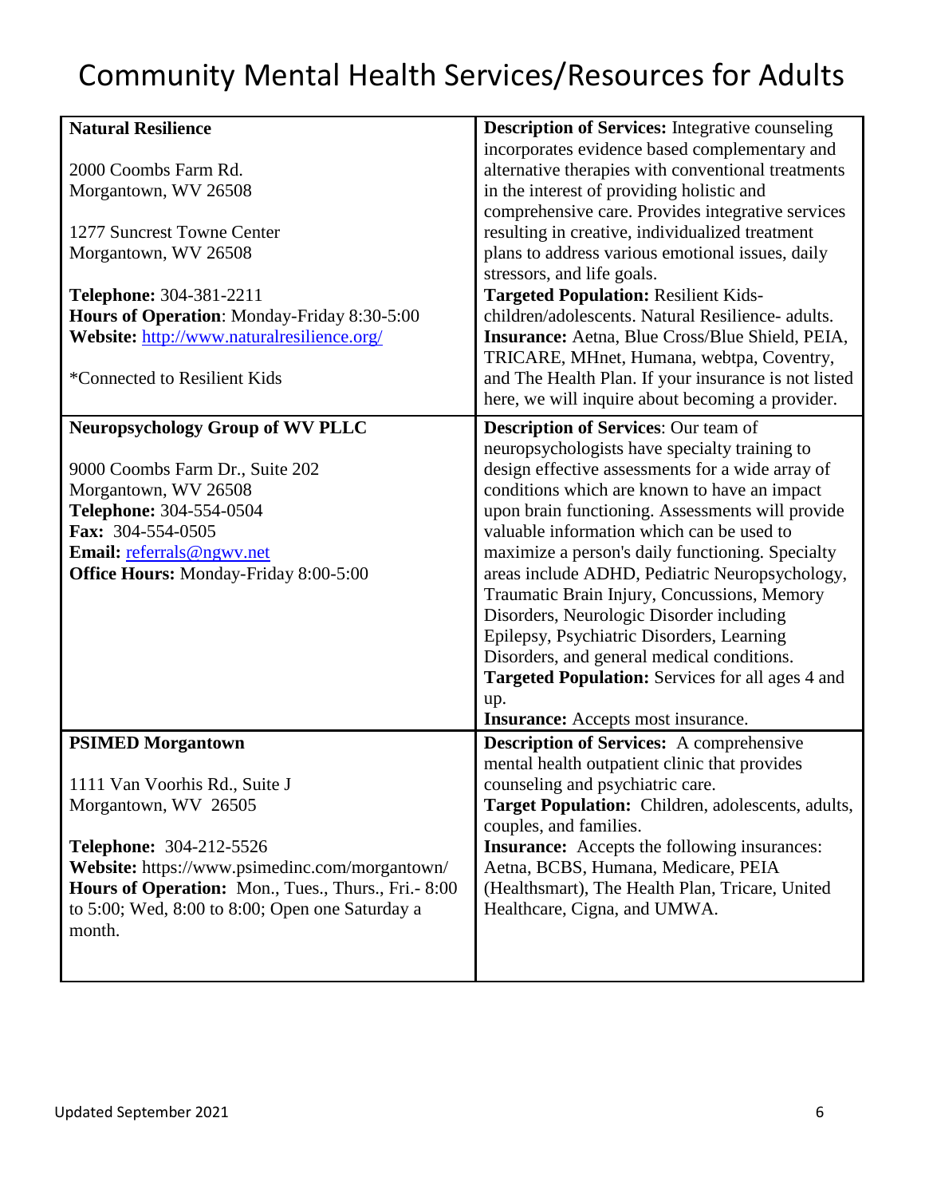# Community Mental Health Services/Resources for Adults

| | |
|---|---|
| **Natural Resilience**<br><br>2000 Coombs Farm Rd.<br>Morgantown, WV 26508<br><br>1277 Suncrest Towne Center<br>Morgantown, WV 26508<br><br>**Telephone:** 304-381-2211<br>**Hours of Operation**: Monday-Friday 8:30-5:00<br>**Website:** http://www.naturalresilience.org/<br><br>*Connected to Resilient Kids | **Description of Services:** Integrative counseling incorporates evidence based complementary and alternative therapies with conventional treatments in the interest of providing holistic and comprehensive care. Provides integrative services resulting in creative, individualized treatment plans to address various emotional issues, daily stressors, and life goals.<br>**Targeted Population:** Resilient Kids- children/adolescents. Natural Resilience- adults.<br>**Insurance:** Aetna, Blue Cross/Blue Shield, PEIA, TRICARE, MHnet, Humana, webtpa, Coventry, and The Health Plan. If your insurance is not listed here, we will inquire about becoming a provider. |
| **Neuropsychology Group of WV PLLC**<br><br>9000 Coombs Farm Dr., Suite 202<br>Morgantown, WV 26508<br>**Telephone:** 304-554-0504<br>**Fax:** 304-554-0505<br>**Email:** referrals@ngwv.net<br>**Office Hours:** Monday-Friday 8:00-5:00 | **Description of Services**: Our team of neuropsychologists have specialty training to design effective assessments for a wide array of conditions which are known to have an impact upon brain functioning. Assessments will provide valuable information which can be used to maximize a person's daily functioning. Specialty areas include ADHD, Pediatric Neuropsychology, Traumatic Brain Injury, Concussions, Memory Disorders, Neurologic Disorder including Epilepsy, Psychiatric Disorders, Learning Disorders, and general medical conditions.<br>**Targeted Population:** Services for all ages 4 and up.<br>**Insurance:** Accepts most insurance. |
| **PSIMED Morgantown**<br><br>1111 Van Voorhis Rd., Suite J<br>Morgantown, WV 26505<br><br>**Telephone:** 304-212-5526<br>**Website:** https://www.psimedinc.com/morgantown/<br>**Hours of Operation:** Mon., Tues., Thurs., Fri.- 8:00 to 5:00; Wed, 8:00 to 8:00; Open one Saturday a month. | **Description of Services:** A comprehensive mental health outpatient clinic that provides counseling and psychiatric care.<br>**Target Population:** Children, adolescents, adults, couples, and families.<br>**Insurance:** Accepts the following insurances: Aetna, BCBS, Humana, Medicare, PEIA (Healthsmart), The Health Plan, Tricare, United Healthcare, Cigna, and UMWA. |

Updated September 2021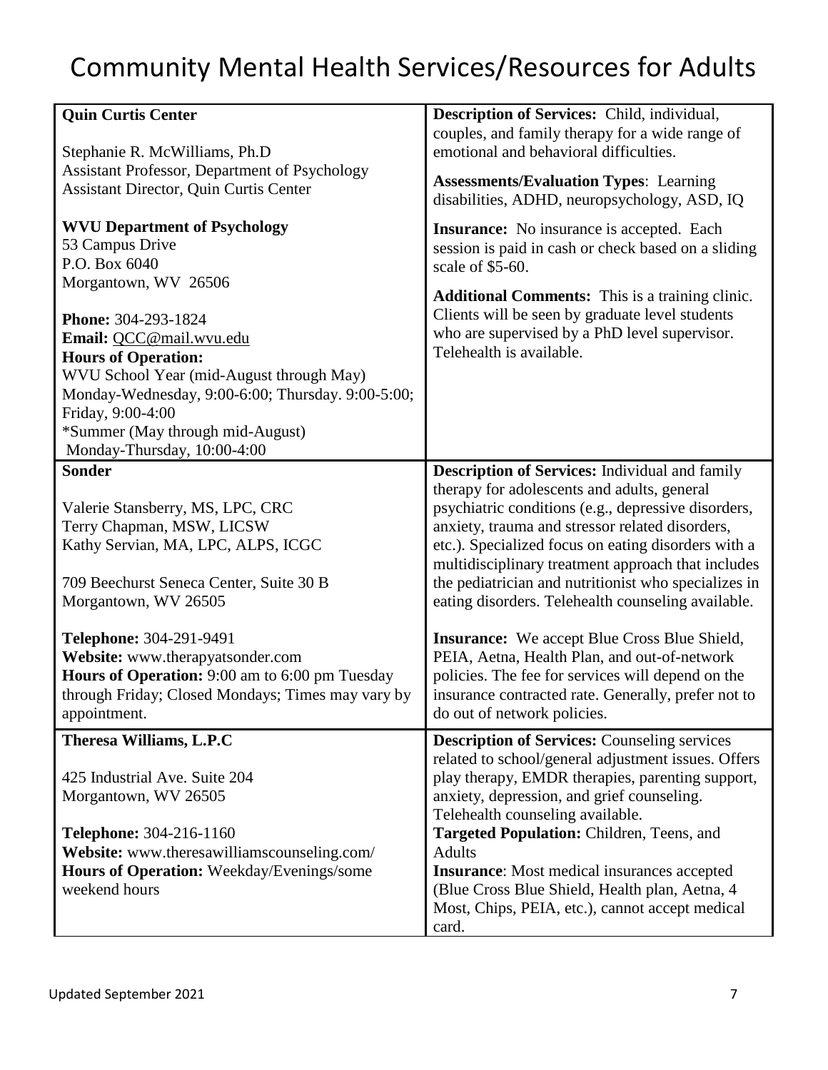# Community Mental Health Services/Resources for Adults

| | |
|---|---|
| **Quin Curtis Center**<br><br>Stephanie R. McWilliams, Ph.D<br>Assistant Professor, Department of Psychology<br>Assistant Director, Quin Curtis Center<br><br>**WVU Department of Psychology**<br>53 Campus Drive<br>P.O. Box 6040<br>Morgantown, WV 26506<br><br>**Phone:** 304-293-1824<br>**Email:** QCC@mail.wvu.edu<br>**Hours of Operation:**<br>WVU School Year (mid-August through May)<br>Monday-Wednesday, 9:00-6:00; Thursday. 9:00-5:00; Friday, 9:00-4:00<br>*Summer (May through mid-August)<br>Monday-Thursday, 10:00-4:00 | **Description of Services:** Child, individual, couples, and family therapy for a wide range of emotional and behavioral difficulties.<br><br>**Assessments/Evaluation Types**: Learning disabilities, ADHD, neuropsychology, ASD, IQ<br><br>**Insurance:** No insurance is accepted. Each session is paid in cash or check based on a sliding scale of $5-60.<br><br>**Additional Comments:** This is a training clinic. Clients will be seen by graduate level students who are supervised by a PhD level supervisor. Telehealth is available. |
| **Sonder**<br><br>Valerie Stansberry, MS, LPC, CRC<br>Terry Chapman, MSW, LICSW<br>Kathy Servian, MA, LPC, ALPS, ICGC<br><br>709 Beechurst Seneca Center, Suite 30 B<br>Morgantown, WV 26505<br><br>**Telephone:** 304-291-9491<br>**Website:** www.therapyatsonder.com<br>**Hours of Operation:** 9:00 am to 6:00 pm Tuesday through Friday; Closed Mondays; Times may vary by appointment. | **Description of Services:** Individual and family therapy for adolescents and adults, general psychiatric conditions (e.g., depressive disorders, anxiety, trauma and stressor related disorders, etc.). Specialized focus on eating disorders with a multidisciplinary treatment approach that includes the pediatrician and nutritionist who specializes in eating disorders. Telehealth counseling available.<br><br>**Insurance:** We accept Blue Cross Blue Shield, PEIA, Aetna, Health Plan, and out-of-network policies. The fee for services will depend on the insurance contracted rate. Generally, prefer not to do out of network policies. |
| **Theresa Williams, L.P.C**<br><br>425 Industrial Ave. Suite 204<br>Morgantown, WV 26505<br><br>**Telephone:** 304-216-1160<br>**Website:** www.theresawilliamscounseling.com/<br>**Hours of Operation:** Weekday/Evenings/some weekend hours | **Description of Services:** Counseling services related to school/general adjustment issues. Offers play therapy, EMDR therapies, parenting support, anxiety, depression, and grief counseling. Telehealth counseling available.<br>**Targeted Population:** Children, Teens, and Adults<br>**Insurance**: Most medical insurances accepted (Blue Cross Blue Shield, Health plan, Aetna, 4 Most, Chips, PEIA, etc.), cannot accept medical card. |

Updated September 2021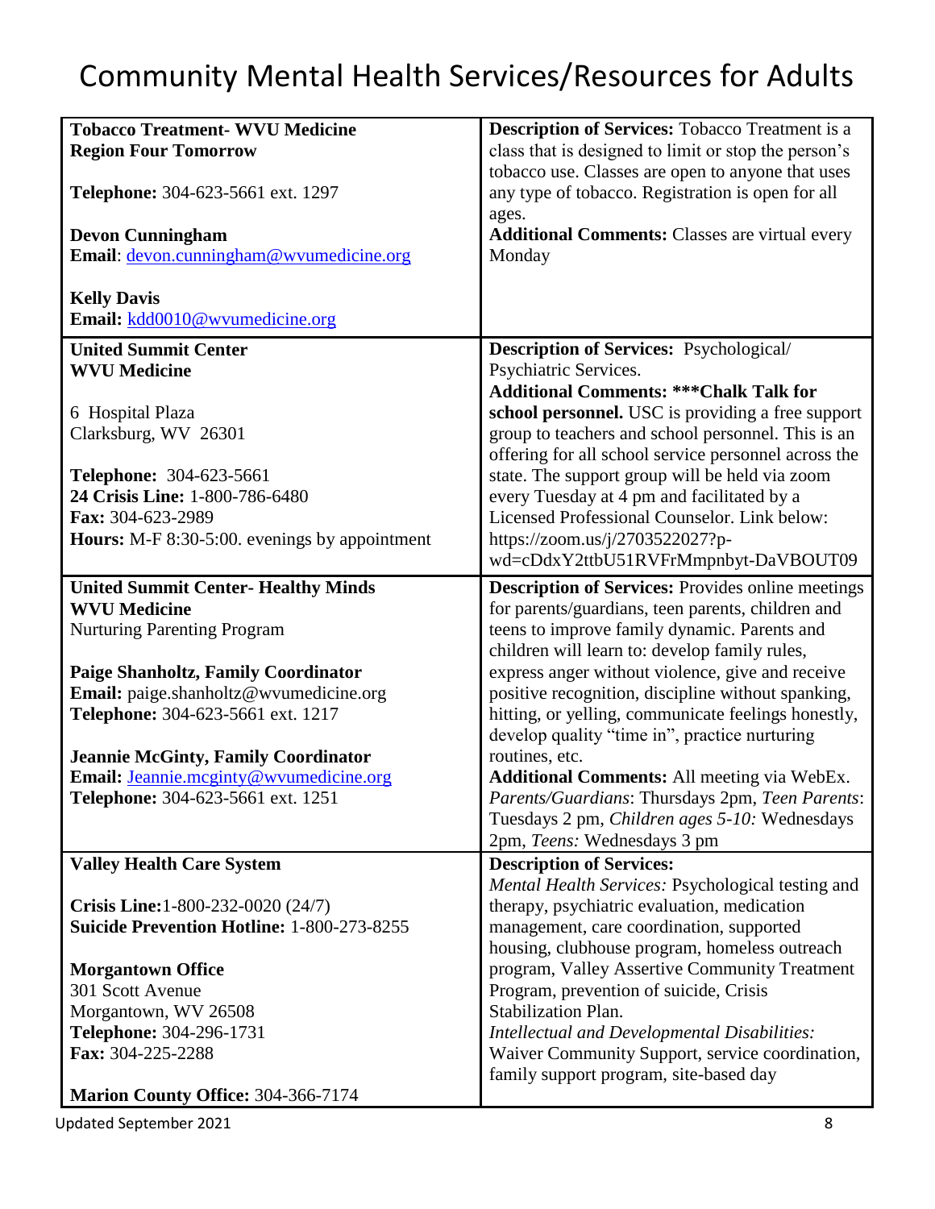# Community Mental Health Services/Resources for Adults

| | |
|---|---|
| **Tobacco Treatment- WVU Medicine**<br>**Region Four Tomorrow**<br><br>**Telephone:** 304-623-5661 ext. 1297<br><br>**Devon Cunningham**<br>**Email**: devon.cunningham@wvumedicine.org<br><br>**Kelly Davis**<br>**Email:** kdd0010@wvumedicine.org | **Description of Services:** Tobacco Treatment is a class that is designed to limit or stop the person's tobacco use. Classes are open to anyone that uses any type of tobacco. Registration is open for all ages.<br>**Additional Comments:** Classes are virtual every Monday |
| **United Summit Center**<br>**WVU Medicine**<br><br>6 Hospital Plaza<br>Clarksburg, WV 26301<br><br>**Telephone:** 304-623-5661<br>**24 Crisis Line:** 1-800-786-6480<br>**Fax:** 304-623-2989<br>**Hours:** M-F 8:30-5:00. evenings by appointment | **Description of Services:** Psychological/ Psychiatric Services.<br>**Additional Comments: ***Chalk Talk for school personnel.** USC is providing a free support group to teachers and school personnel. This is an offering for all school service personnel across the state. The support group will be held via zoom every Tuesday at 4 pm and facilitated by a Licensed Professional Counselor. Link below: https://zoom.us/j/2703522027?p-wd=cDdxY2ttbU51RVFrMmpnbyt-DaVBOUT09 |
| **United Summit Center- Healthy Minds**<br>**WVU Medicine**<br>Nurturing Parenting Program<br><br>**Paige Shanholtz, Family Coordinator**<br>**Email:** paige.shanholtz@wvumedicine.org<br>**Telephone:** 304-623-5661 ext. 1217<br><br>**Jeannie McGinty, Family Coordinator**<br>**Email:** Jeannie.mcginty@wvumedicine.org<br>**Telephone:** 304-623-5661 ext. 1251 | **Description of Services:** Provides online meetings for parents/guardians, teen parents, children and teens to improve family dynamic. Parents and children will learn to: develop family rules, express anger without violence, give and receive positive recognition, discipline without spanking, hitting, or yelling, communicate feelings honestly, develop quality "time in", practice nurturing routines, etc.<br>**Additional Comments:** All meeting via WebEx. *Parents/Guardians*: Thursdays 2pm, *Teen Parents*: Tuesdays 2 pm, *Children ages 5-10:* Wednesdays 2pm, *Teens:* Wednesdays 3 pm |
| **Valley Health Care System**<br><br>**Crisis Line:**1-800-232-0020 (24/7)<br>**Suicide Prevention Hotline:** 1-800-273-8255<br><br>**Morgantown Office**<br>301 Scott Avenue<br>Morgantown, WV 26508<br>**Telephone:** 304-296-1731<br>**Fax:** 304-225-2288<br><br>**Marion County Office:** 304-366-7174 | **Description of Services:**<br>*Mental Health Services:* Psychological testing and therapy, psychiatric evaluation, medication management, care coordination, supported housing, clubhouse program, homeless outreach program, Valley Assertive Community Treatment Program, prevention of suicide, Crisis Stabilization Plan.<br>*Intellectual and Developmental Disabilities:* Waiver Community Support, service coordination, family support program, site-based day |

Updated September 2021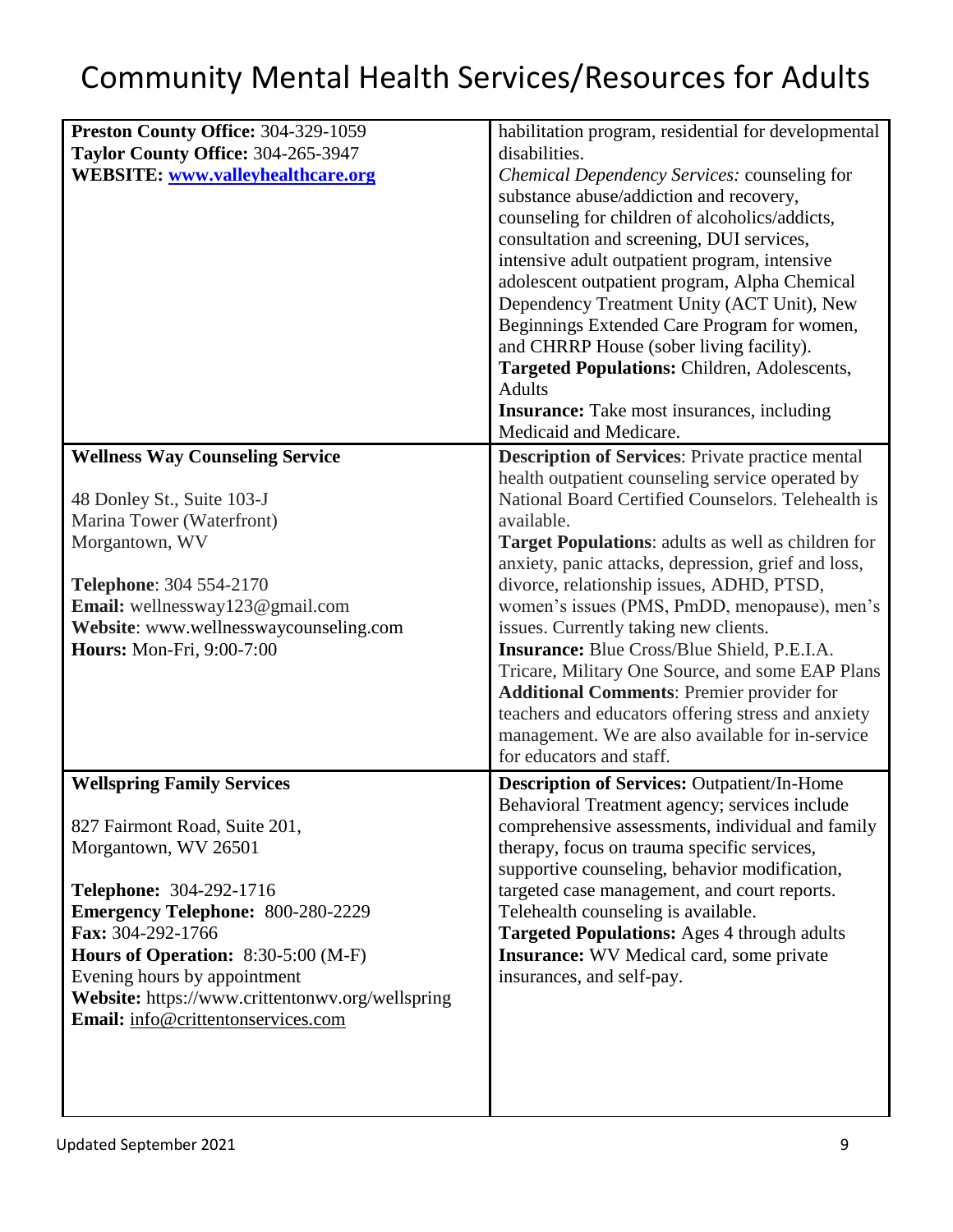# Community Mental Health Services/Resources for Adults

| | |
|---|---|
| **Preston County Office:** 304-329-1059<br>**Taylor County Office:** 304-265-3947<br>**WEBSITE: [www.valleyhealthcare.org](http://www.valleyhealthcare.org)** | habilitation program, residential for developmental disabilities.<br>*Chemical Dependency Services:* counseling for substance abuse/addiction and recovery, counseling for children of alcoholics/addicts, consultation and screening, DUI services, intensive adult outpatient program, intensive adolescent outpatient program, Alpha Chemical Dependency Treatment Unity (ACT Unit), New Beginnings Extended Care Program for women, and CHRRP House (sober living facility).<br>**Targeted Populations:** Children, Adolescents, Adults<br>**Insurance:** Take most insurances, including Medicaid and Medicare. |
| **Wellness Way Counseling Service**<br><br>48 Donley St., Suite 103-J<br>Marina Tower (Waterfront)<br>Morgantown, WV<br><br>**Telephone**: 304 554-2170<br>**Email:** wellnessway123@gmail.com<br>**Website**: www.wellnesswaycounseling.com<br>**Hours:** Mon-Fri, 9:00-7:00 | **Description of Services**: Private practice mental health outpatient counseling service operated by National Board Certified Counselors. Telehealth is available.<br>**Target Populations**: adults as well as children for anxiety, panic attacks, depression, grief and loss, divorce, relationship issues, ADHD, PTSD, women's issues (PMS, PmDD, menopause), men's issues. Currently taking new clients.<br>**Insurance:** Blue Cross/Blue Shield, P.E.I.A. Tricare, Military One Source, and some EAP Plans<br>**Additional Comments**: Premier provider for teachers and educators offering stress and anxiety management. We are also available for in-service for educators and staff. |
| **Wellspring Family Services**<br><br>827 Fairmont Road, Suite 201,<br>Morgantown, WV 26501<br><br>**Telephone:** 304-292-1716<br>**Emergency Telephone:** 800-280-2229<br>**Fax:** 304-292-1766<br>**Hours of Operation:** 8:30-5:00 (M-F)<br>Evening hours by appointment<br>**Website:** https://www.crittentonwv.org/wellspring<br>**Email:** info@crittentonservices.com | **Description of Services:** Outpatient/In-Home Behavioral Treatment agency; services include comprehensive assessments, individual and family therapy, focus on trauma specific services, supportive counseling, behavior modification, targeted case management, and court reports. Telehealth counseling is available.<br>**Targeted Populations:** Ages 4 through adults<br>**Insurance:** WV Medical card, some private insurances, and self-pay. |

Updated September 2021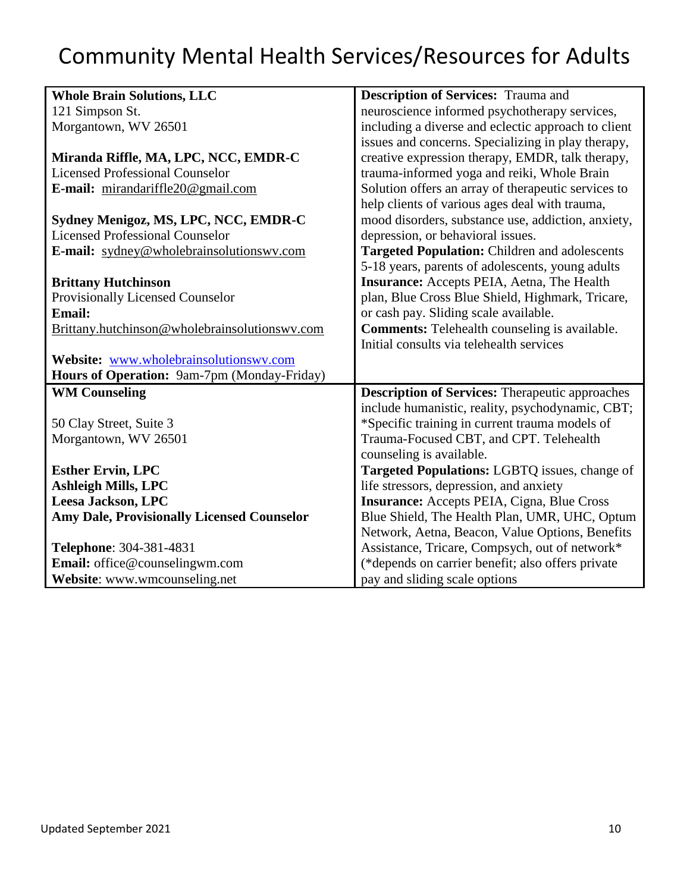# Community Mental Health Services/Resources for Adults

| | |
|---|---|
| **Whole Brain Solutions, LLC**<br>121 Simpson St.<br>Morgantown, WV 26501<br><br>**Miranda Riffle, MA, LPC, NCC, EMDR-C**<br>Licensed Professional Counselor<br>**E-mail:** mirandariffle20@gmail.com<br><br>**Sydney Menigoz, MS, LPC, NCC, EMDR-C**<br>Licensed Professional Counselor<br>**E-mail:** sydney@wholebrainsolutionswv.com<br><br>**Brittany Hutchinson**<br>Provisionally Licensed Counselor<br>**Email:**<br>Brittany.hutchinson@wholebrainsolutionswv.com<br><br>**Website:** www.wholebrainsolutionswv.com<br>**Hours of Operation:** 9am-7pm (Monday-Friday) | **Description of Services:** Trauma and neuroscience informed psychotherapy services, including a diverse and eclectic approach to client issues and concerns. Specializing in play therapy, creative expression therapy, EMDR, talk therapy, trauma-informed yoga and reiki, Whole Brain Solution offers an array of therapeutic services to help clients of various ages deal with trauma, mood disorders, substance use, addiction, anxiety, depression, or behavioral issues.<br>**Targeted Population:** Children and adolescents 5-18 years, parents of adolescents, young adults<br>**Insurance:** Accepts PEIA, Aetna, The Health plan, Blue Cross Blue Shield, Highmark, Tricare, or cash pay. Sliding scale available.<br>**Comments:** Telehealth counseling is available. Initial consults via telehealth services |
| **WM Counseling**<br><br>50 Clay Street, Suite 3<br>Morgantown, WV 26501<br><br>**Esther Ervin, LPC**<br>**Ashleigh Mills, LPC**<br>**Leesa Jackson, LPC**<br>**Amy Dale, Provisionally Licensed Counselor**<br><br>**Telephone**: 304-381-4831<br>**Email:** office@counselingwm.com<br>**Website**: www.wmcounseling.net | **Description of Services:** Therapeutic approaches include humanistic, reality, psychodynamic, CBT; *Specific training in current trauma models of Trauma-Focused CBT, and CPT. Telehealth counseling is available.<br>**Targeted Populations:** LGBTQ issues, change of life stressors, depression, and anxiety<br>**Insurance:** Accepts PEIA, Cigna, Blue Cross Blue Shield, The Health Plan, UMR, UHC, Optum Network, Aetna, Beacon, Value Options, Benefits Assistance, Tricare, Compsych, out of network* (*depends on carrier benefit; also offers private pay and sliding scale options |

Updated September 2021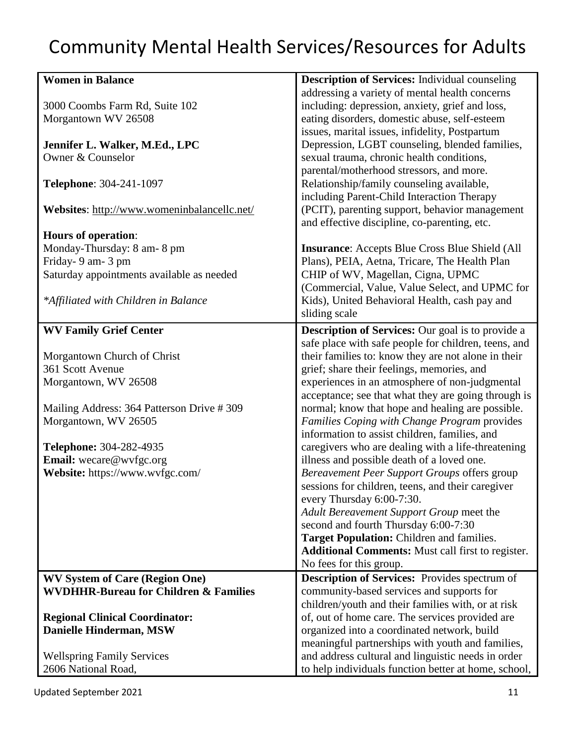# Community Mental Health Services/Resources for Adults

| | |
|---|---|
| **Women in Balance**<br><br>3000 Coombs Farm Rd, Suite 102<br>Morgantown WV 26508<br><br>**Jennifer L. Walker, M.Ed., LPC**<br>Owner & Counselor<br><br>**Telephone**: 304-241-1097<br><br>**Websites**: http://www.womeninbalancellc.net/<br><br>**Hours of operation**:<br>Monday-Thursday: 8 am- 8 pm<br>Friday- 9 am- 3 pm<br>Saturday appointments available as needed<br><br>*\*Affiliated with Children in Balance* | **Description of Services:** Individual counseling addressing a variety of mental health concerns including: depression, anxiety, grief and loss, eating disorders, domestic abuse, self-esteem issues, marital issues, infidelity, Postpartum Depression, LGBT counseling, blended families, sexual trauma, chronic health conditions, parental/motherhood stressors, and more. Relationship/family counseling available, including Parent-Child Interaction Therapy (PCIT), parenting support, behavior management and effective discipline, co-parenting, etc.<br><br>**Insurance**: Accepts Blue Cross Blue Shield (All Plans), PEIA, Aetna, Tricare, The Health Plan CHIP of WV, Magellan, Cigna, UPMC (Commercial, Value, Value Select, and UPMC for Kids), United Behavioral Health, cash pay and sliding scale |
| **WV Family Grief Center**<br><br>Morgantown Church of Christ<br>361 Scott Avenue<br>Morgantown, WV 26508<br><br>Mailing Address: 364 Patterson Drive # 309<br>Morgantown, WV 26505<br><br>**Telephone:** 304-282-4935<br>**Email:** wecare@wvfgc.org<br>**Website:** https://www.wvfgc.com/ | **Description of Services:** Our goal is to provide a safe place with safe people for children, teens, and their families to: know they are not alone in their grief; share their feelings, memories, and experiences in an atmosphere of non-judgmental acceptance; see that what they are going through is normal; know that hope and healing are possible. *Families Coping with Change Program* provides information to assist children, families, and caregivers who are dealing with a life-threatening illness and possible death of a loved one. *Bereavement Peer Support Groups* offers group sessions for children, teens, and their caregiver every Thursday 6:00-7:30.<br>*Adult Bereavement Support Group* meet the second and fourth Thursday 6:00-7:30<br>**Target Population:** Children and families.<br>**Additional Comments:** Must call first to register. No fees for this group. |
| **WV System of Care (Region One)**<br>**WVDHHR-Bureau for Children & Families**<br><br>**Regional Clinical Coordinator:**<br>**Danielle Hinderman, MSW**<br><br>Wellspring Family Services<br>2606 National Road, | **Description of Services:** Provides spectrum of community-based services and supports for children/youth and their families with, or at risk of, out of home care. The services provided are organized into a coordinated network, build meaningful partnerships with youth and families, and address cultural and linguistic needs in order to help individuals function better at home, school, |

Updated September 2021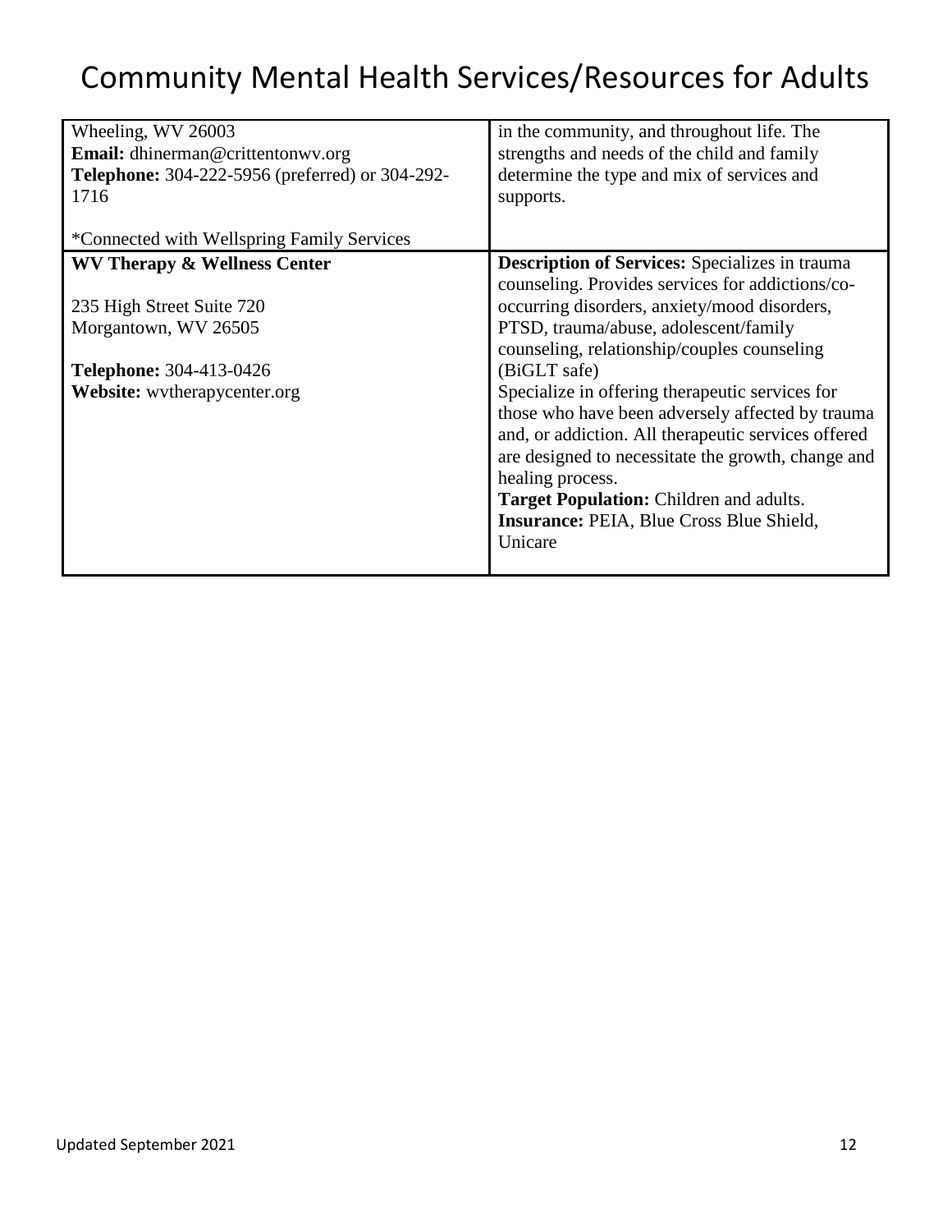# Community Mental Health Services/Resources for Adults

| | |
|---|---|
| Wheeling, WV 26003<br>**Email:** dhinerman@crittentonwv.org<br>**Telephone:** 304-222-5956 (preferred) or 304-292-1716<br><br>*Connected with Wellspring Family Services | in the community, and throughout life. The strengths and needs of the child and family determine the type and mix of services and supports. |
| **WV Therapy & Wellness Center**<br><br>235 High Street Suite 720<br>Morgantown, WV 26505<br><br>**Telephone:** 304-413-0426<br>**Website:** wvtherapycenter.org | **Description of Services:** Specializes in trauma counseling. Provides services for addictions/co-occurring disorders, anxiety/mood disorders, PTSD, trauma/abuse, adolescent/family counseling, relationship/couples counseling (BiGLT safe)<br>Specialize in offering therapeutic services for those who have been adversely affected by trauma and, or addiction. All therapeutic services offered are designed to necessitate the growth, change and healing process.<br>**Target Population:** Children and adults.<br>**Insurance:** PEIA, Blue Cross Blue Shield, Unicare |

Updated September 2021